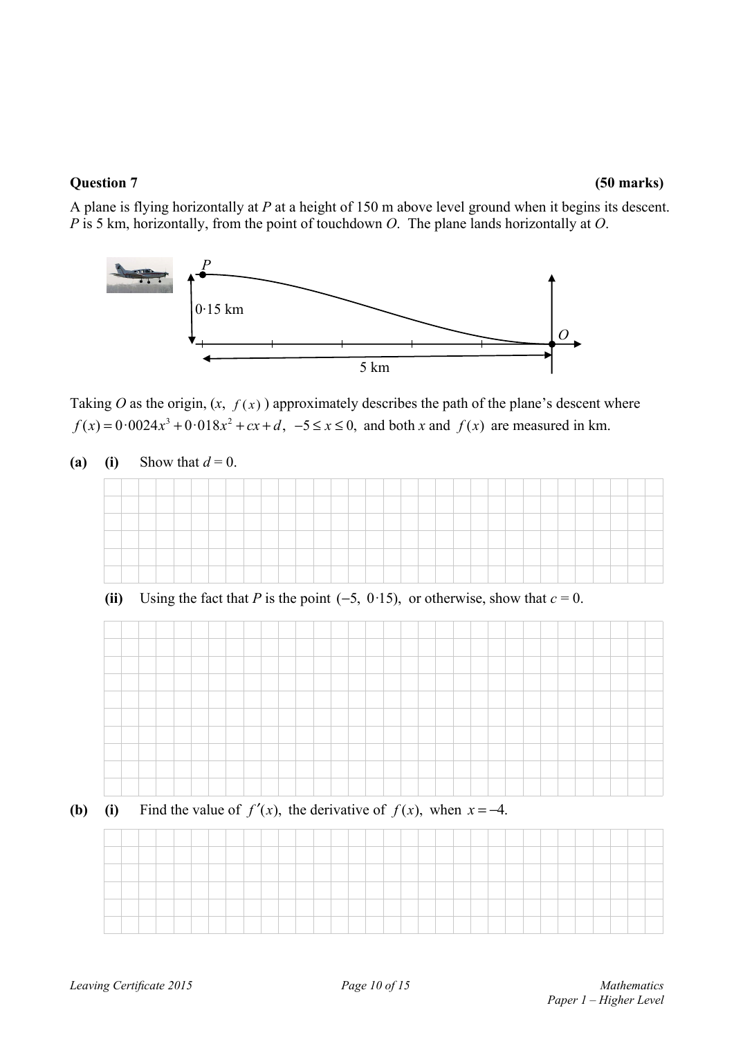**Question 7** **(50 marks)**

A plane is flying horizontally at $P$ at a height of 150 m above level ground when it begins its descent. $P$ is 5 km, horizontally, from the point of touchdown $O$. The plane lands horizontally at $O$.

Taking $O$ as the origin, ($x$, $f(x)$) approximately describes the path of the plane's descent where $f(x) = 0{\cdot}0024x^3 + 0{\cdot}018x^2 + cx + d$, $-5 \le x \le 0$, and both $x$ and $f(x)$ are measured in km.

**(a)** **(i)** Show that $d = 0$.

**(ii)** Using the fact that $P$ is the point $(-5,\ 0{\cdot}15)$, or otherwise, show that $c = 0$.

**(b)** **(i)** Find the value of $f'(x)$, the derivative of $f(x)$, when $x = -4$.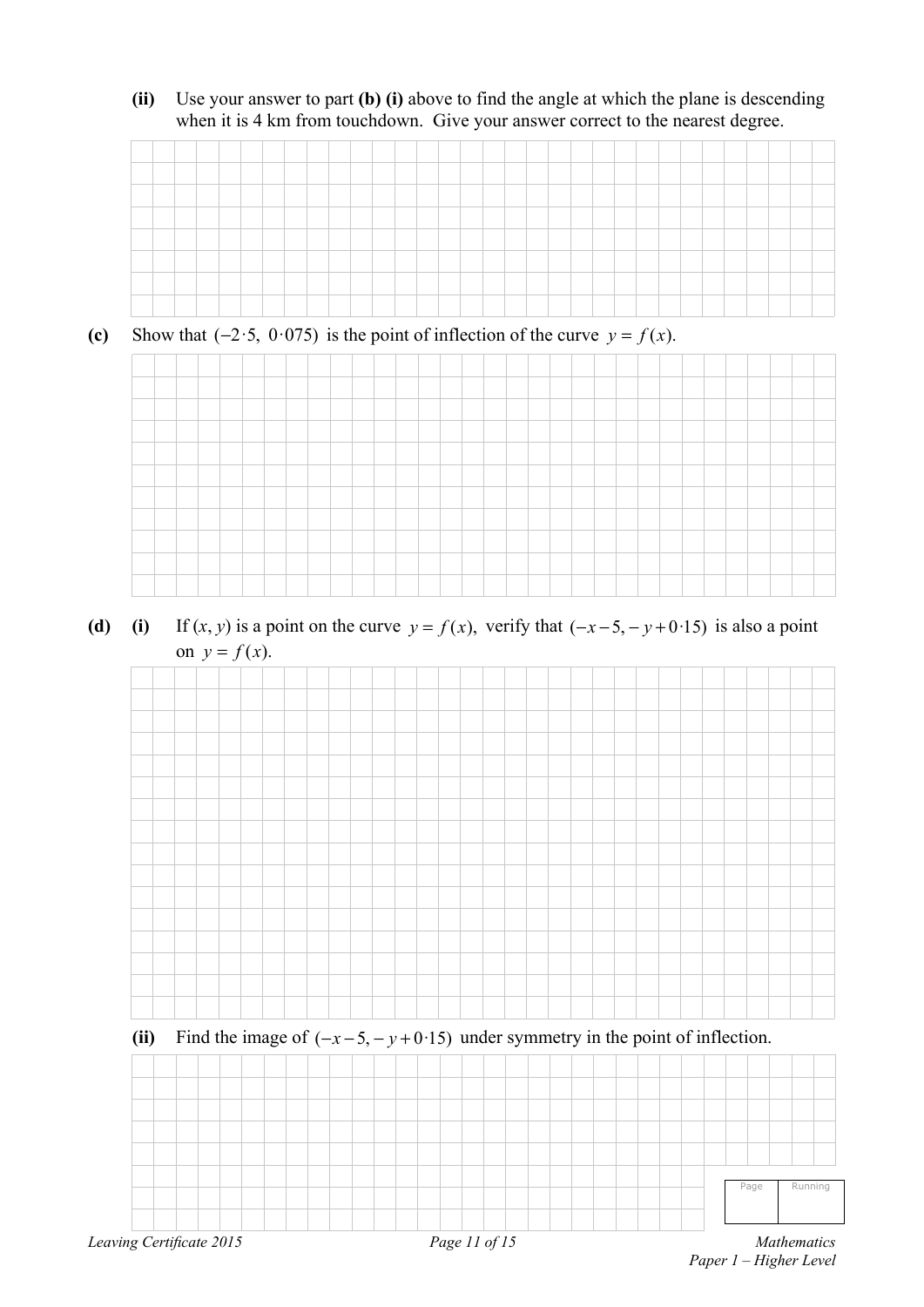**(ii)** Use your answer to part **(b) (i)** above to find the angle at which the plane is descending when it is 4 km from touchdown. Give your answer correct to the nearest degree.

**(c)** Show that $(-2{\cdot}5,\ 0{\cdot}075)$ is the point of inflection of the curve $y = f(x)$.

**(d)** **(i)** If $(x, y)$ is a point on the curve $y = f(x)$, verify that $(-x-5, -y+0{\cdot}15)$ is also a point on $y = f(x)$.

**(ii)** Find the image of $(-x-5, -y+0{\cdot}15)$ under symmetry in the point of inflection.